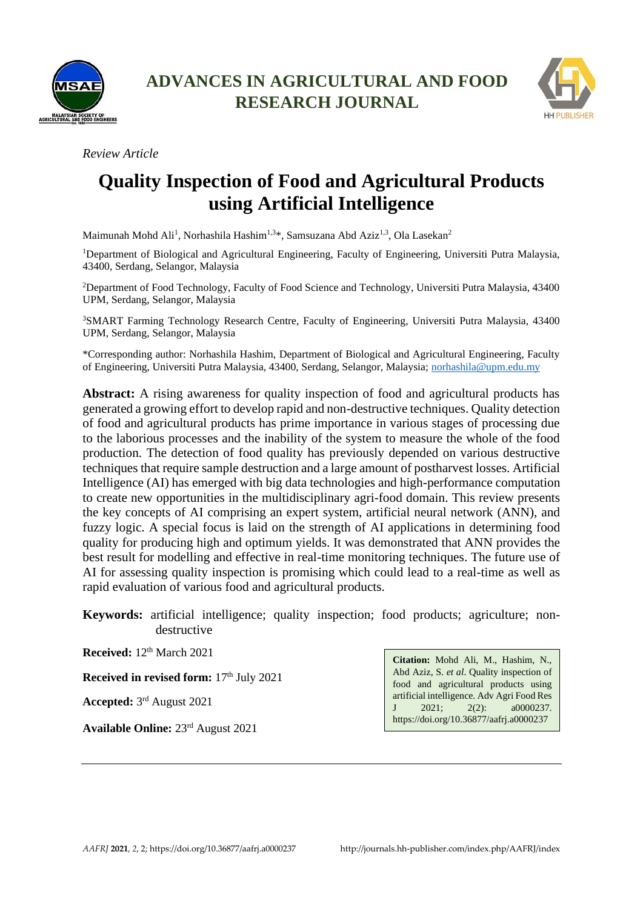# ADVANCES IN AGRICULTURAL AND FOOD RESEARCH JOURNAL

*Review Article*

# Quality Inspection of Food and Agricultural Products using Artificial Intelligence

Maimunah Mohd Ali[1], Norhashila Hashim[1,3]*, Samsuzana Abd Aziz[1,3], Ola Lasekan[2]

[1]Department of Biological and Agricultural Engineering, Faculty of Engineering, Universiti Putra Malaysia, 43400, Serdang, Selangor, Malaysia

[2]Department of Food Technology, Faculty of Food Science and Technology, Universiti Putra Malaysia, 43400 UPM, Serdang, Selangor, Malaysia

[3]SMART Farming Technology Research Centre, Faculty of Engineering, Universiti Putra Malaysia, 43400 UPM, Serdang, Selangor, Malaysia

*Corresponding author: Norhashila Hashim, Department of Biological and Agricultural Engineering, Faculty of Engineering, Universiti Putra Malaysia, 43400, Serdang, Selangor, Malaysia; norhashila@upm.edu.my

**Abstract:** A rising awareness for quality inspection of food and agricultural products has generated a growing effort to develop rapid and non-destructive techniques. Quality detection of food and agricultural products has prime importance in various stages of processing due to the laborious processes and the inability of the system to measure the whole of the food production. The detection of food quality has previously depended on various destructive techniques that require sample destruction and a large amount of postharvest losses. Artificial Intelligence (AI) has emerged with big data technologies and high-performance computation to create new opportunities in the multidisciplinary agri-food domain. This review presents the key concepts of AI comprising an expert system, artificial neural network (ANN), and fuzzy logic. A special focus is laid on the strength of AI applications in determining food quality for producing high and optimum yields. It was demonstrated that ANN provides the best result for modelling and effective in real-time monitoring techniques. The future use of AI for assessing quality inspection is promising which could lead to a real-time as well as rapid evaluation of various food and agricultural products.

**Keywords:** artificial intelligence; quality inspection; food products; agriculture; non-destructive

**Received:** 12th March 2021

**Received in revised form:** 17th July 2021

**Accepted:** 3rd August 2021

**Available Online:** 23rd August 2021

**Citation:** Mohd Ali, M., Hashim, N., Abd Aziz, S. *et al*. Quality inspection of food and agricultural products using artificial intelligence. Adv Agri Food Res J 2021; 2(2): a0000237. https://doi.org/10.36877/aafrj.a0000237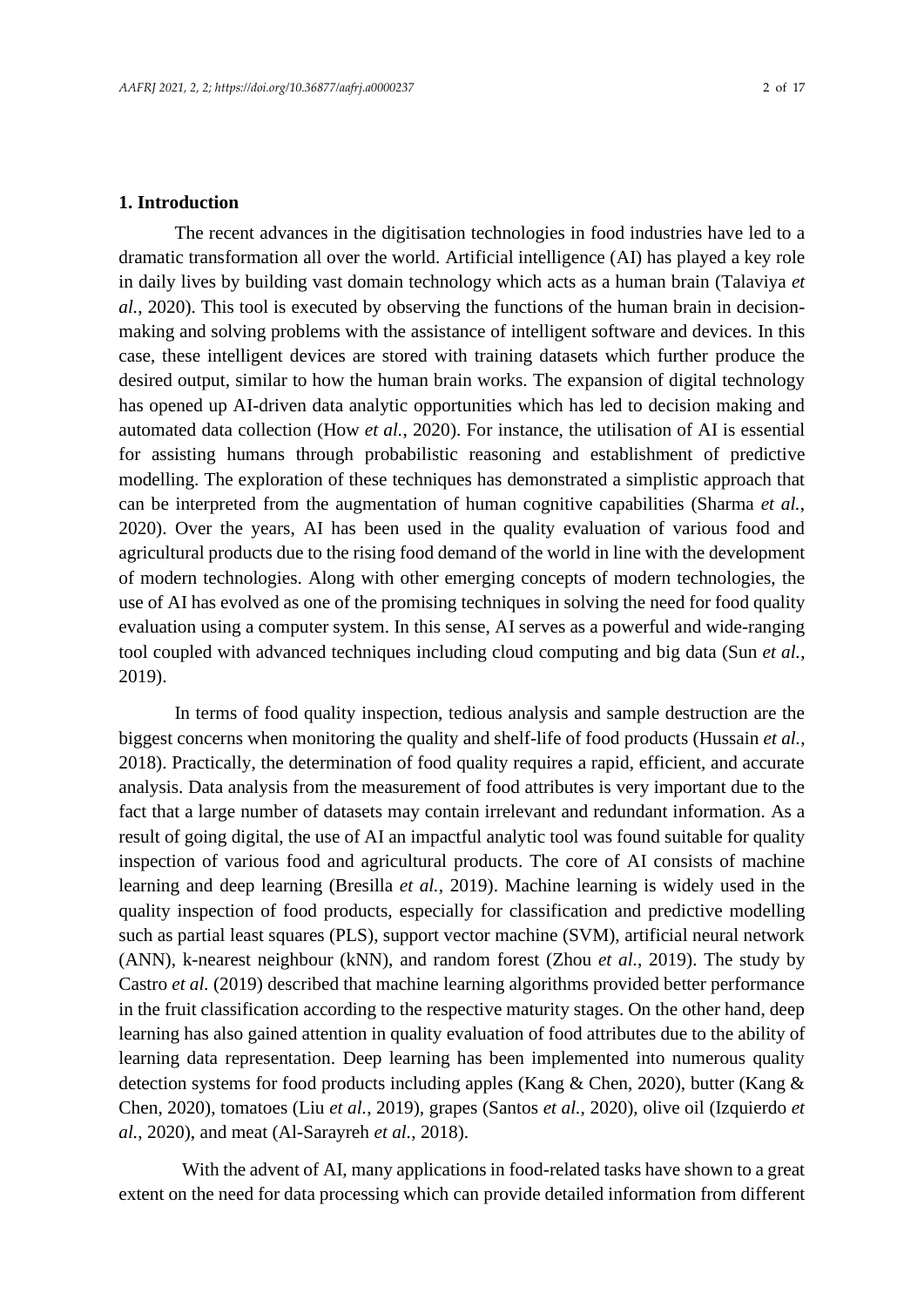## 1. Introduction

The recent advances in the digitisation technologies in food industries have led to a dramatic transformation all over the world. Artificial intelligence (AI) has played a key role in daily lives by building vast domain technology which acts as a human brain (Talaviya *et al.*, 2020). This tool is executed by observing the functions of the human brain in decision-making and solving problems with the assistance of intelligent software and devices. In this case, these intelligent devices are stored with training datasets which further produce the desired output, similar to how the human brain works. The expansion of digital technology has opened up AI-driven data analytic opportunities which has led to decision making and automated data collection (How *et al.*, 2020). For instance, the utilisation of AI is essential for assisting humans through probabilistic reasoning and establishment of predictive modelling. The exploration of these techniques has demonstrated a simplistic approach that can be interpreted from the augmentation of human cognitive capabilities (Sharma *et al.*, 2020). Over the years, AI has been used in the quality evaluation of various food and agricultural products due to the rising food demand of the world in line with the development of modern technologies. Along with other emerging concepts of modern technologies, the use of AI has evolved as one of the promising techniques in solving the need for food quality evaluation using a computer system. In this sense, AI serves as a powerful and wide-ranging tool coupled with advanced techniques including cloud computing and big data (Sun *et al.*, 2019).

In terms of food quality inspection, tedious analysis and sample destruction are the biggest concerns when monitoring the quality and shelf-life of food products (Hussain *et al.*, 2018). Practically, the determination of food quality requires a rapid, efficient, and accurate analysis. Data analysis from the measurement of food attributes is very important due to the fact that a large number of datasets may contain irrelevant and redundant information. As a result of going digital, the use of AI an impactful analytic tool was found suitable for quality inspection of various food and agricultural products. The core of AI consists of machine learning and deep learning (Bresilla *et al.*, 2019). Machine learning is widely used in the quality inspection of food products, especially for classification and predictive modelling such as partial least squares (PLS), support vector machine (SVM), artificial neural network (ANN), k-nearest neighbour (kNN), and random forest (Zhou *et al.*, 2019). The study by Castro *et al.* (2019) described that machine learning algorithms provided better performance in the fruit classification according to the respective maturity stages. On the other hand, deep learning has also gained attention in quality evaluation of food attributes due to the ability of learning data representation. Deep learning has been implemented into numerous quality detection systems for food products including apples (Kang & Chen, 2020), butter (Kang & Chen, 2020), tomatoes (Liu *et al.*, 2019), grapes (Santos *et al.*, 2020), olive oil (Izquierdo *et al.*, 2020), and meat (Al-Sarayreh *et al.*, 2018).

With the advent of AI, many applications in food-related tasks have shown to a great extent on the need for data processing which can provide detailed information from different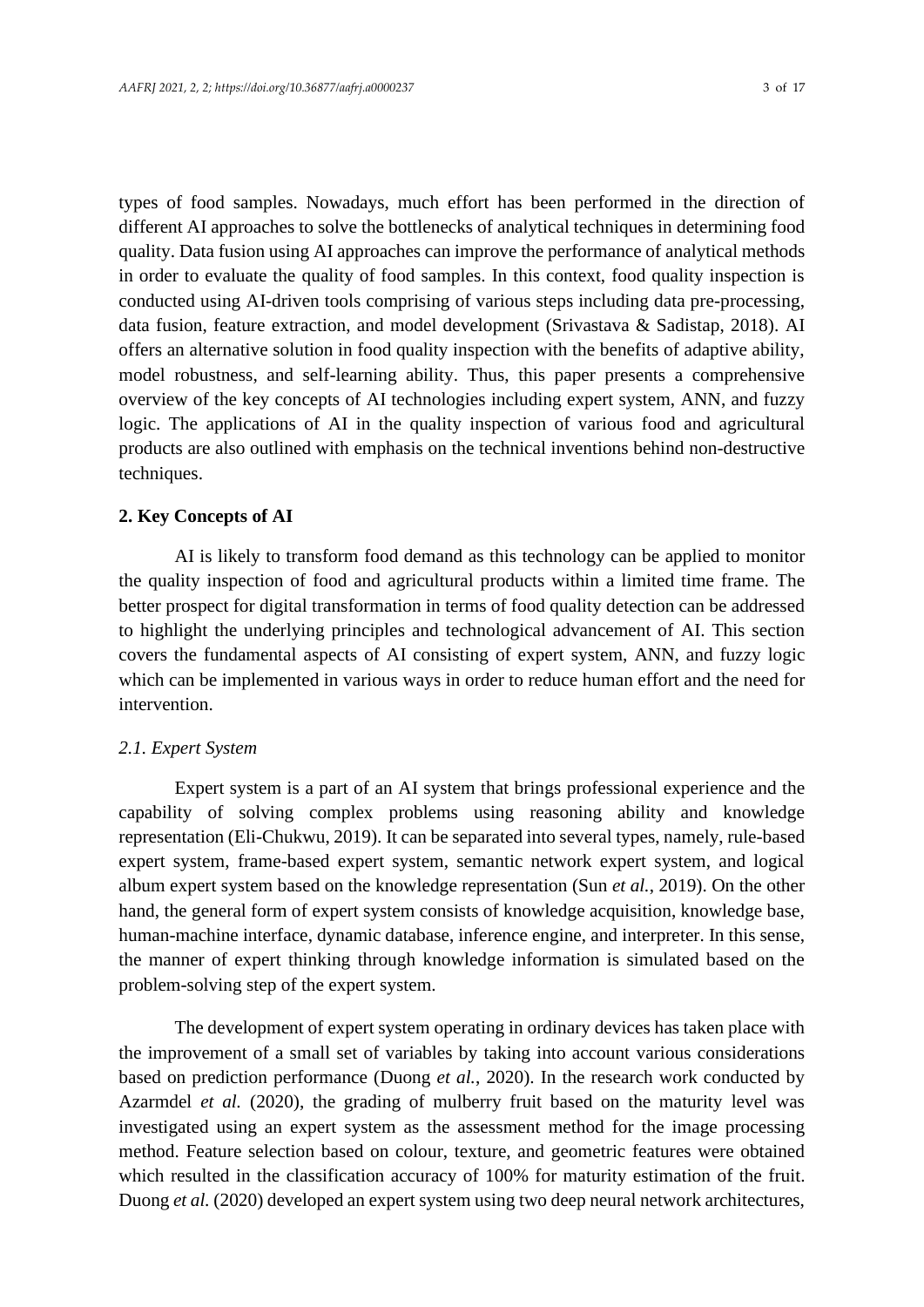types of food samples. Nowadays, much effort has been performed in the direction of different AI approaches to solve the bottlenecks of analytical techniques in determining food quality. Data fusion using AI approaches can improve the performance of analytical methods in order to evaluate the quality of food samples. In this context, food quality inspection is conducted using AI-driven tools comprising of various steps including data pre-processing, data fusion, feature extraction, and model development (Srivastava & Sadistap, 2018). AI offers an alternative solution in food quality inspection with the benefits of adaptive ability, model robustness, and self-learning ability. Thus, this paper presents a comprehensive overview of the key concepts of AI technologies including expert system, ANN, and fuzzy logic. The applications of AI in the quality inspection of various food and agricultural products are also outlined with emphasis on the technical inventions behind non-destructive techniques.

## 2. Key Concepts of AI

AI is likely to transform food demand as this technology can be applied to monitor the quality inspection of food and agricultural products within a limited time frame. The better prospect for digital transformation in terms of food quality detection can be addressed to highlight the underlying principles and technological advancement of AI. This section covers the fundamental aspects of AI consisting of expert system, ANN, and fuzzy logic which can be implemented in various ways in order to reduce human effort and the need for intervention.

### *2.1. Expert System*

Expert system is a part of an AI system that brings professional experience and the capability of solving complex problems using reasoning ability and knowledge representation (Eli-Chukwu, 2019). It can be separated into several types, namely, rule-based expert system, frame-based expert system, semantic network expert system, and logical album expert system based on the knowledge representation (Sun *et al.*, 2019). On the other hand, the general form of expert system consists of knowledge acquisition, knowledge base, human-machine interface, dynamic database, inference engine, and interpreter. In this sense, the manner of expert thinking through knowledge information is simulated based on the problem-solving step of the expert system.

The development of expert system operating in ordinary devices has taken place with the improvement of a small set of variables by taking into account various considerations based on prediction performance (Duong *et al.*, 2020). In the research work conducted by Azarmdel *et al.* (2020), the grading of mulberry fruit based on the maturity level was investigated using an expert system as the assessment method for the image processing method. Feature selection based on colour, texture, and geometric features were obtained which resulted in the classification accuracy of 100% for maturity estimation of the fruit. Duong *et al.* (2020) developed an expert system using two deep neural network architectures,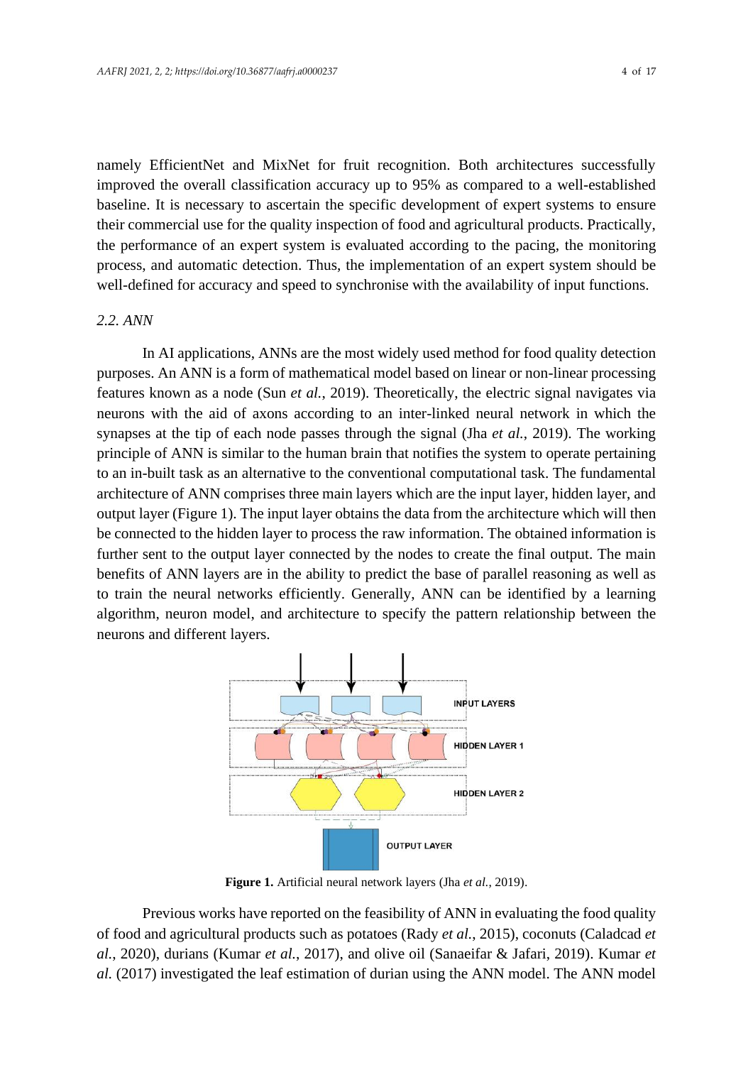namely EfficientNet and MixNet for fruit recognition. Both architectures successfully improved the overall classification accuracy up to 95% as compared to a well-established baseline. It is necessary to ascertain the specific development of expert systems to ensure their commercial use for the quality inspection of food and agricultural products. Practically, the performance of an expert system is evaluated according to the pacing, the monitoring process, and automatic detection. Thus, the implementation of an expert system should be well-defined for accuracy and speed to synchronise with the availability of input functions.

### *2.2. ANN*

In AI applications, ANNs are the most widely used method for food quality detection purposes. An ANN is a form of mathematical model based on linear or non-linear processing features known as a node (Sun *et al.*, 2019). Theoretically, the electric signal navigates via neurons with the aid of axons according to an inter-linked neural network in which the synapses at the tip of each node passes through the signal (Jha *et al.*, 2019). The working principle of ANN is similar to the human brain that notifies the system to operate pertaining to an in-built task as an alternative to the conventional computational task. The fundamental architecture of ANN comprises three main layers which are the input layer, hidden layer, and output layer (Figure 1). The input layer obtains the data from the architecture which will then be connected to the hidden layer to process the raw information. The obtained information is further sent to the output layer connected by the nodes to create the final output. The main benefits of ANN layers are in the ability to predict the base of parallel reasoning as well as to train the neural networks efficiently. Generally, ANN can be identified by a learning algorithm, neuron model, and architecture to specify the pattern relationship between the neurons and different layers.

**Figure 1.** Artificial neural network layers (Jha *et al.*, 2019).

Previous works have reported on the feasibility of ANN in evaluating the food quality of food and agricultural products such as potatoes (Rady *et al.*, 2015), coconuts (Caladcad *et al.*, 2020), durians (Kumar *et al.*, 2017), and olive oil (Sanaeifar & Jafari, 2019). Kumar *et al.* (2017) investigated the leaf estimation of durian using the ANN model. The ANN model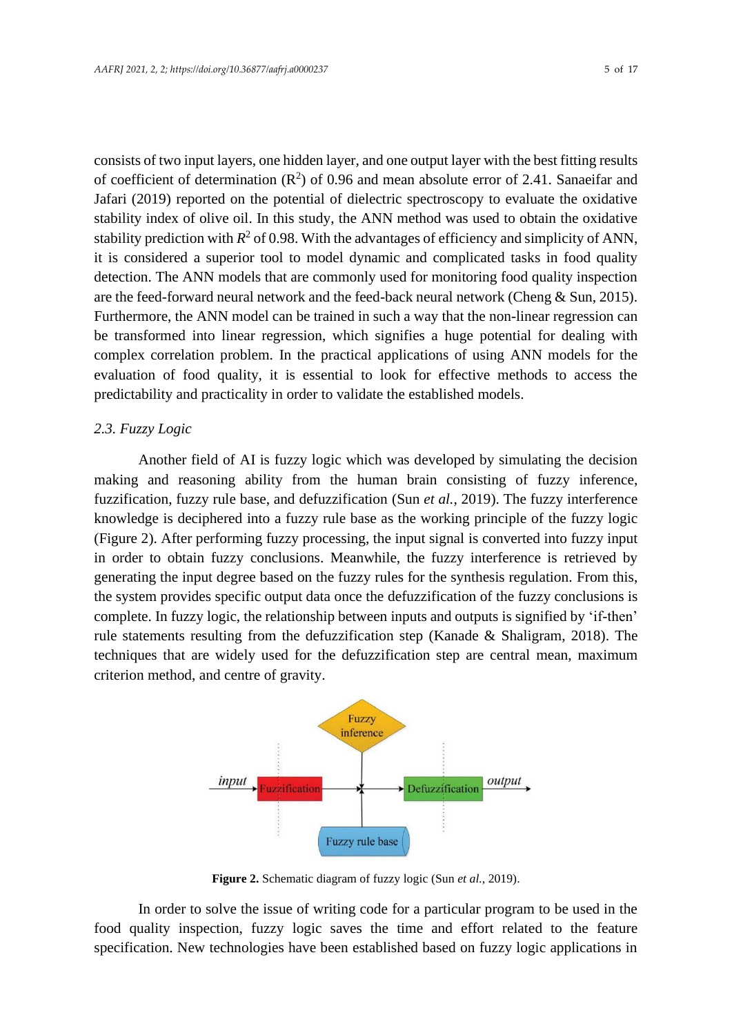consists of two input layers, one hidden layer, and one output layer with the best fitting results of coefficient of determination ($R^2$) of 0.96 and mean absolute error of 2.41. Sanaeifar and Jafari (2019) reported on the potential of dielectric spectroscopy to evaluate the oxidative stability index of olive oil. In this study, the ANN method was used to obtain the oxidative stability prediction with $R^2$ of 0.98. With the advantages of efficiency and simplicity of ANN, it is considered a superior tool to model dynamic and complicated tasks in food quality detection. The ANN models that are commonly used for monitoring food quality inspection are the feed-forward neural network and the feed-back neural network (Cheng & Sun, 2015). Furthermore, the ANN model can be trained in such a way that the non-linear regression can be transformed into linear regression, which signifies a huge potential for dealing with complex correlation problem. In the practical applications of using ANN models for the evaluation of food quality, it is essential to look for effective methods to access the predictability and practicality in order to validate the established models.

### *2.3. Fuzzy Logic*

Another field of AI is fuzzy logic which was developed by simulating the decision making and reasoning ability from the human brain consisting of fuzzy inference, fuzzification, fuzzy rule base, and defuzzification (Sun *et al.*, 2019). The fuzzy interference knowledge is deciphered into a fuzzy rule base as the working principle of the fuzzy logic (Figure 2). After performing fuzzy processing, the input signal is converted into fuzzy input in order to obtain fuzzy conclusions. Meanwhile, the fuzzy interference is retrieved by generating the input degree based on the fuzzy rules for the synthesis regulation. From this, the system provides specific output data once the defuzzification of the fuzzy conclusions is complete. In fuzzy logic, the relationship between inputs and outputs is signified by 'if-then' rule statements resulting from the defuzzification step (Kanade & Shaligram, 2018). The techniques that are widely used for the defuzzification step are central mean, maximum criterion method, and centre of gravity.

**Figure 2.** Schematic diagram of fuzzy logic (Sun *et al.*, 2019).

In order to solve the issue of writing code for a particular program to be used in the food quality inspection, fuzzy logic saves the time and effort related to the feature specification. New technologies have been established based on fuzzy logic applications in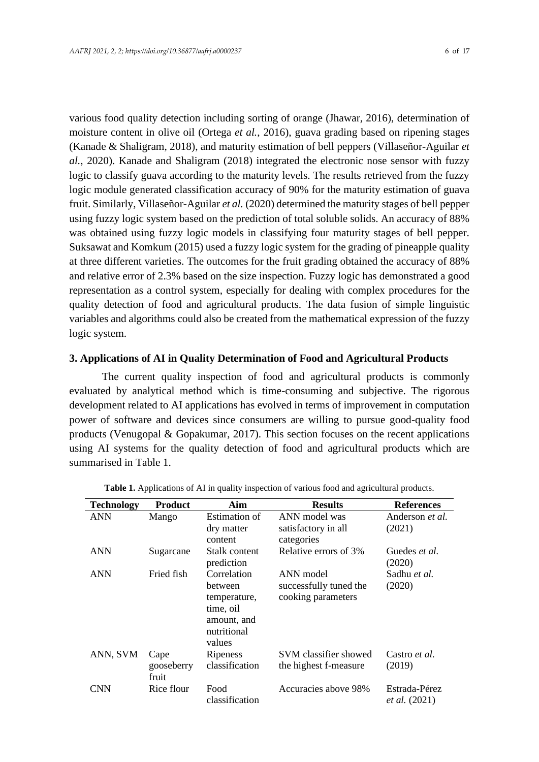various food quality detection including sorting of orange (Jhawar, 2016), determination of moisture content in olive oil (Ortega *et al.*, 2016), guava grading based on ripening stages (Kanade & Shaligram, 2018), and maturity estimation of bell peppers (Villaseñor-Aguilar *et al.*, 2020). Kanade and Shaligram (2018) integrated the electronic nose sensor with fuzzy logic to classify guava according to the maturity levels. The results retrieved from the fuzzy logic module generated classification accuracy of 90% for the maturity estimation of guava fruit. Similarly, Villaseñor-Aguilar *et al.* (2020) determined the maturity stages of bell pepper using fuzzy logic system based on the prediction of total soluble solids. An accuracy of 88% was obtained using fuzzy logic models in classifying four maturity stages of bell pepper. Suksawat and Komkum (2015) used a fuzzy logic system for the grading of pineapple quality at three different varieties. The outcomes for the fruit grading obtained the accuracy of 88% and relative error of 2.3% based on the size inspection. Fuzzy logic has demonstrated a good representation as a control system, especially for dealing with complex procedures for the quality detection of food and agricultural products. The data fusion of simple linguistic variables and algorithms could also be created from the mathematical expression of the fuzzy logic system.

## 3. Applications of AI in Quality Determination of Food and Agricultural Products

The current quality inspection of food and agricultural products is commonly evaluated by analytical method which is time-consuming and subjective. The rigorous development related to AI applications has evolved in terms of improvement in computation power of software and devices since consumers are willing to pursue good-quality food products (Venugopal & Gopakumar, 2017). This section focuses on the recent applications using AI systems for the quality detection of food and agricultural products which are summarised in Table 1.

**Table 1.** Applications of AI in quality inspection of various food and agricultural products.

| Technology | Product | Aim | Results | References |
| --- | --- | --- | --- | --- |
| ANN | Mango | Estimation of dry matter content | ANN model was satisfactory in all categories | Anderson *et al.* (2021) |
| ANN | Sugarcane | Stalk content prediction | Relative errors of 3% | Guedes *et al.* (2020) |
| ANN | Fried fish | Correlation between temperature, time, oil amount, and nutritional values | ANN model successfully tuned the cooking parameters | Sadhu *et al.* (2020) |
| ANN, SVM | Cape gooseberry fruit | Ripeness classification | SVM classifier showed the highest f-measure | Castro *et al.* (2019) |
| CNN | Rice flour | Food classification | Accuracies above 98% | Estrada-Pérez *et al.* (2021) |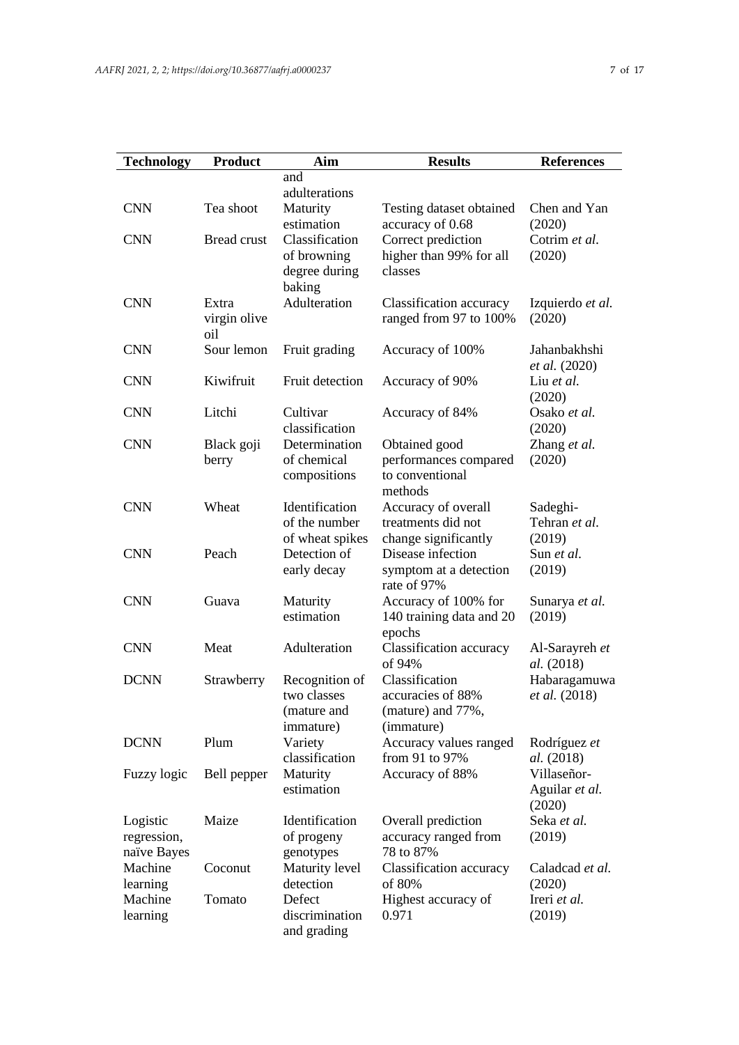| Technology | Product | Aim | Results | References |
|---|---|---|---|---|
| | | and adulterations | | |
| CNN | Tea shoot | Maturity estimation | Testing dataset obtained accuracy of 0.68 | Chen and Yan (2020) |
| CNN | Bread crust | Classification of browning degree during baking | Correct prediction higher than 99% for all classes | Cotrim *et al.* (2020) |
| CNN | Extra virgin olive oil | Adulteration | Classification accuracy ranged from 97 to 100% | Izquierdo *et al.* (2020) |
| CNN | Sour lemon | Fruit grading | Accuracy of 100% | Jahanbakhshi *et al.* (2020) |
| CNN | Kiwifruit | Fruit detection | Accuracy of 90% | Liu *et al.* (2020) |
| CNN | Litchi | Cultivar classification | Accuracy of 84% | Osako *et al.* (2020) |
| CNN | Black goji berry | Determination of chemical compositions | Obtained good performances compared to conventional methods | Zhang *et al.* (2020) |
| CNN | Wheat | Identification of the number of wheat spikes | Accuracy of overall treatments did not change significantly | Sadeghi-Tehran *et al.* (2019) |
| CNN | Peach | Detection of early decay | Disease infection symptom at a detection rate of 97% | Sun *et al.* (2019) |
| CNN | Guava | Maturity estimation | Accuracy of 100% for 140 training data and 20 epochs | Sunarya *et al.* (2019) |
| CNN | Meat | Adulteration | Classification accuracy of 94% | Al-Sarayreh *et al.* (2018) |
| DCNN | Strawberry | Recognition of two classes (mature and immature) | Classification accuracies of 88% (mature) and 77%, (immature) | Habaragamuwa *et al.* (2018) |
| DCNN | Plum | Variety classification | Accuracy values ranged from 91 to 97% | Rodríguez *et al.* (2018) |
| Fuzzy logic | Bell pepper | Maturity estimation | Accuracy of 88% | Villaseñor-Aguilar *et al.* (2020) |
| Logistic regression, naïve Bayes | Maize | Identification of progeny genotypes | Overall prediction accuracy ranged from 78 to 87% | Seka *et al.* (2019) |
| Machine learning | Coconut | Maturity level detection | Classification accuracy of 80% | Caladcad *et al.* (2020) |
| Machine learning | Tomato | Defect discrimination and grading | Highest accuracy of 0.971 | Ireri *et al.* (2019) |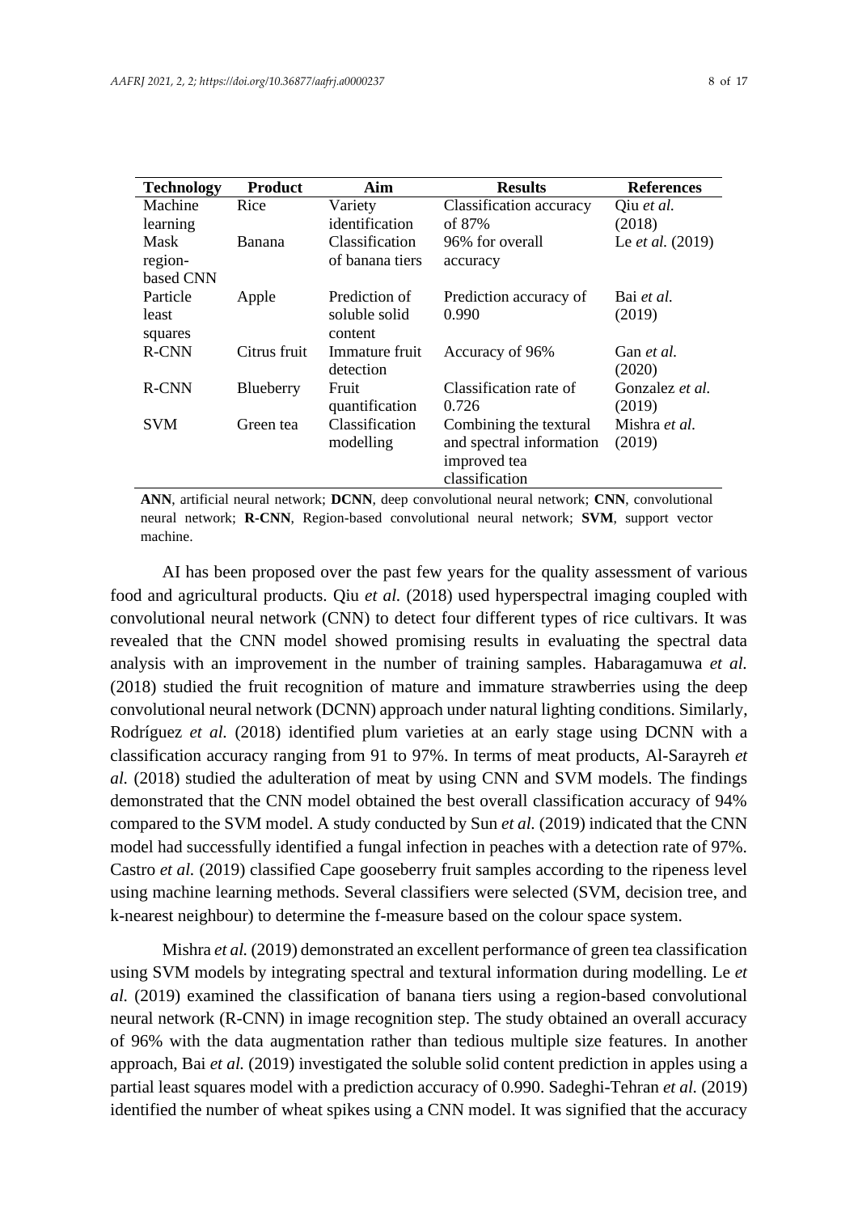| Technology | Product | Aim | Results | References |
| --- | --- | --- | --- | --- |
| Machine learning | Rice | Variety identification | Classification accuracy of 87% | Qiu *et al.* (2018) |
| Mask region-based CNN | Banana | Classification of banana tiers | 96% for overall accuracy | Le *et al.* (2019) |
| Particle least squares | Apple | Prediction of soluble solid content | Prediction accuracy of 0.990 | Bai *et al.* (2019) |
| R-CNN | Citrus fruit | Immature fruit detection | Accuracy of 96% | Gan *et al.* (2020) |
| R-CNN | Blueberry | Fruit quantification | Classification rate of 0.726 | Gonzalez *et al.* (2019) |
| SVM | Green tea | Classification modelling | Combining the textural and spectral information improved tea classification | Mishra *et al.* (2019) |

**ANN**, artificial neural network; **DCNN**, deep convolutional neural network; **CNN**, convolutional neural network; **R-CNN**, Region-based convolutional neural network; **SVM**, support vector machine.

AI has been proposed over the past few years for the quality assessment of various food and agricultural products. Qiu *et al.* (2018) used hyperspectral imaging coupled with convolutional neural network (CNN) to detect four different types of rice cultivars. It was revealed that the CNN model showed promising results in evaluating the spectral data analysis with an improvement in the number of training samples. Habaragamuwa *et al.* (2018) studied the fruit recognition of mature and immature strawberries using the deep convolutional neural network (DCNN) approach under natural lighting conditions. Similarly, Rodríguez *et al.* (2018) identified plum varieties at an early stage using DCNN with a classification accuracy ranging from 91 to 97%. In terms of meat products, Al-Sarayreh *et al.* (2018) studied the adulteration of meat by using CNN and SVM models. The findings demonstrated that the CNN model obtained the best overall classification accuracy of 94% compared to the SVM model. A study conducted by Sun *et al.* (2019) indicated that the CNN model had successfully identified a fungal infection in peaches with a detection rate of 97%. Castro *et al.* (2019) classified Cape gooseberry fruit samples according to the ripeness level using machine learning methods. Several classifiers were selected (SVM, decision tree, and k-nearest neighbour) to determine the f-measure based on the colour space system.

Mishra *et al.* (2019) demonstrated an excellent performance of green tea classification using SVM models by integrating spectral and textural information during modelling. Le *et al.* (2019) examined the classification of banana tiers using a region-based convolutional neural network (R-CNN) in image recognition step. The study obtained an overall accuracy of 96% with the data augmentation rather than tedious multiple size features. In another approach, Bai *et al.* (2019) investigated the soluble solid content prediction in apples using a partial least squares model with a prediction accuracy of 0.990. Sadeghi-Tehran *et al.* (2019) identified the number of wheat spikes using a CNN model. It was signified that the accuracy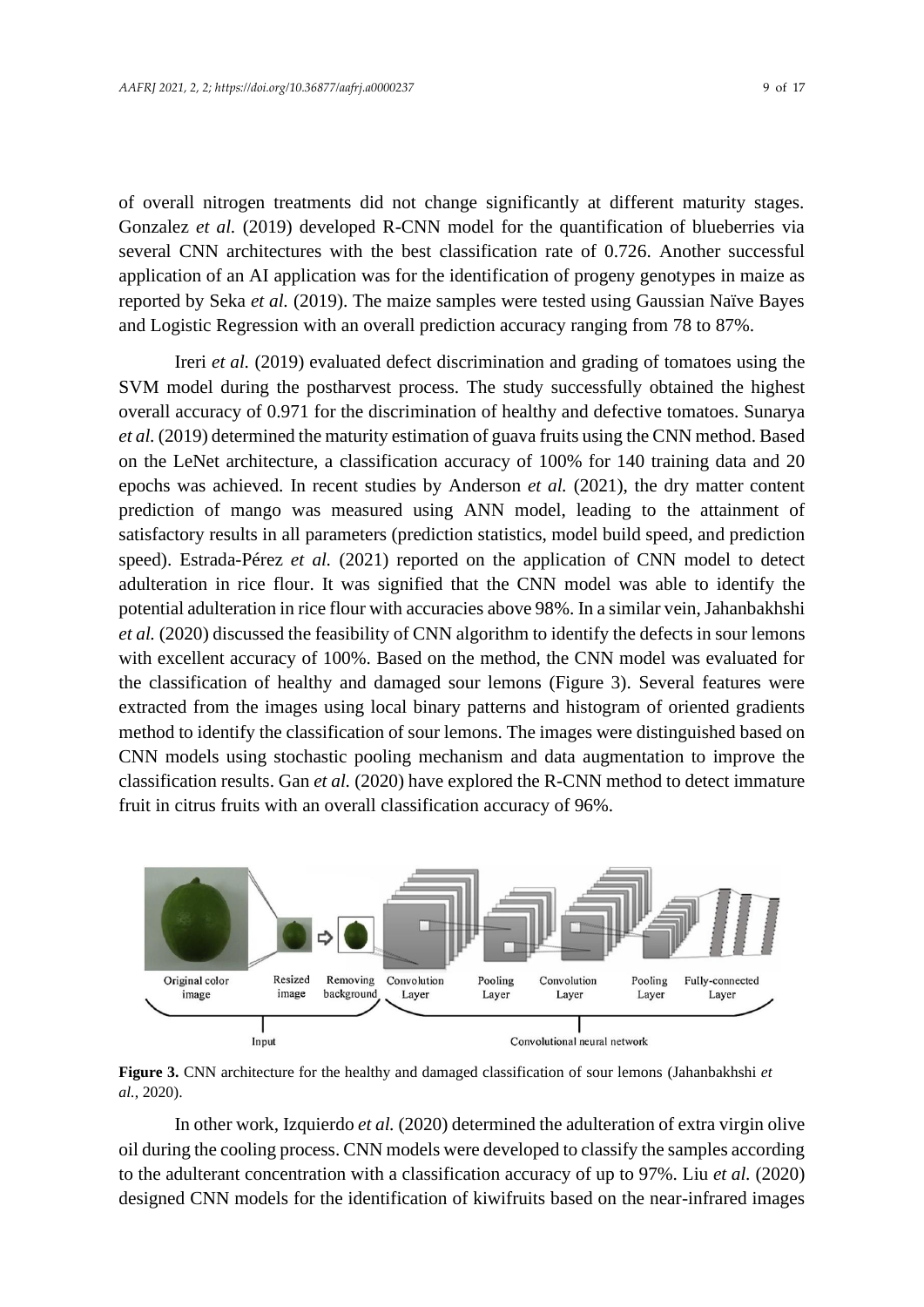of overall nitrogen treatments did not change significantly at different maturity stages. Gonzalez *et al.* (2019) developed R-CNN model for the quantification of blueberries via several CNN architectures with the best classification rate of 0.726. Another successful application of an AI application was for the identification of progeny genotypes in maize as reported by Seka *et al.* (2019). The maize samples were tested using Gaussian Naïve Bayes and Logistic Regression with an overall prediction accuracy ranging from 78 to 87%.

Ireri *et al.* (2019) evaluated defect discrimination and grading of tomatoes using the SVM model during the postharvest process. The study successfully obtained the highest overall accuracy of 0.971 for the discrimination of healthy and defective tomatoes. Sunarya *et al.* (2019) determined the maturity estimation of guava fruits using the CNN method. Based on the LeNet architecture, a classification accuracy of 100% for 140 training data and 20 epochs was achieved. In recent studies by Anderson *et al.* (2021), the dry matter content prediction of mango was measured using ANN model, leading to the attainment of satisfactory results in all parameters (prediction statistics, model build speed, and prediction speed). Estrada-Pérez *et al.* (2021) reported on the application of CNN model to detect adulteration in rice flour. It was signified that the CNN model was able to identify the potential adulteration in rice flour with accuracies above 98%. In a similar vein, Jahanbakhshi *et al.* (2020) discussed the feasibility of CNN algorithm to identify the defects in sour lemons with excellent accuracy of 100%. Based on the method, the CNN model was evaluated for the classification of healthy and damaged sour lemons (Figure 3). Several features were extracted from the images using local binary patterns and histogram of oriented gradients method to identify the classification of sour lemons. The images were distinguished based on CNN models using stochastic pooling mechanism and data augmentation to improve the classification results. Gan *et al.* (2020) have explored the R-CNN method to detect immature fruit in citrus fruits with an overall classification accuracy of 96%.

**Figure 3.** CNN architecture for the healthy and damaged classification of sour lemons (Jahanbakhshi *et al.*, 2020).

In other work, Izquierdo *et al.* (2020) determined the adulteration of extra virgin olive oil during the cooling process. CNN models were developed to classify the samples according to the adulterant concentration with a classification accuracy of up to 97%. Liu *et al.* (2020) designed CNN models for the identification of kiwifruits based on the near-infrared images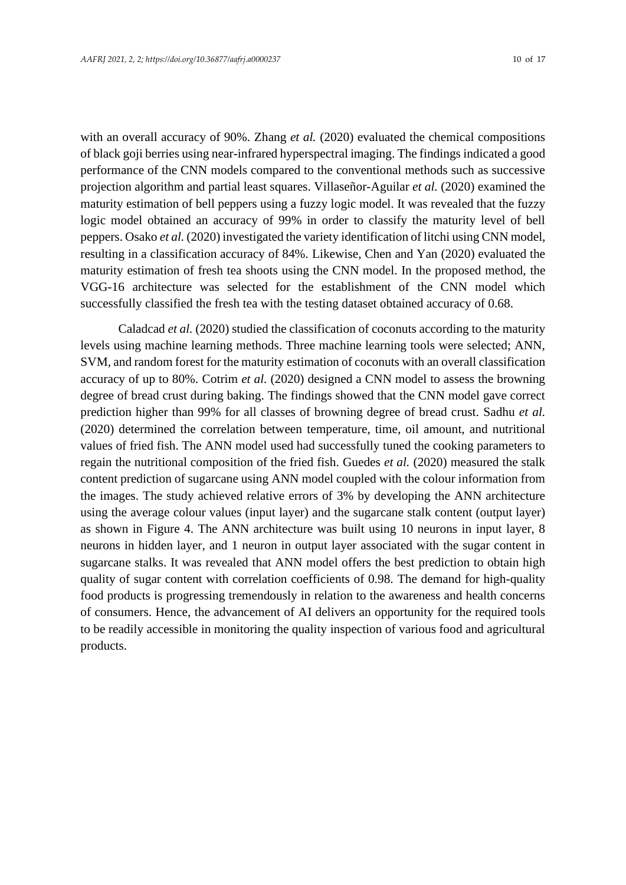with an overall accuracy of 90%. Zhang *et al.* (2020) evaluated the chemical compositions of black goji berries using near-infrared hyperspectral imaging. The findings indicated a good performance of the CNN models compared to the conventional methods such as successive projection algorithm and partial least squares. Villaseñor-Aguilar *et al.* (2020) examined the maturity estimation of bell peppers using a fuzzy logic model. It was revealed that the fuzzy logic model obtained an accuracy of 99% in order to classify the maturity level of bell peppers. Osako *et al.* (2020) investigated the variety identification of litchi using CNN model, resulting in a classification accuracy of 84%. Likewise, Chen and Yan (2020) evaluated the maturity estimation of fresh tea shoots using the CNN model. In the proposed method, the VGG-16 architecture was selected for the establishment of the CNN model which successfully classified the fresh tea with the testing dataset obtained accuracy of 0.68.

Caladcad *et al.* (2020) studied the classification of coconuts according to the maturity levels using machine learning methods. Three machine learning tools were selected; ANN, SVM, and random forest for the maturity estimation of coconuts with an overall classification accuracy of up to 80%. Cotrim *et al.* (2020) designed a CNN model to assess the browning degree of bread crust during baking. The findings showed that the CNN model gave correct prediction higher than 99% for all classes of browning degree of bread crust. Sadhu *et al.* (2020) determined the correlation between temperature, time, oil amount, and nutritional values of fried fish. The ANN model used had successfully tuned the cooking parameters to regain the nutritional composition of the fried fish. Guedes *et al.* (2020) measured the stalk content prediction of sugarcane using ANN model coupled with the colour information from the images. The study achieved relative errors of 3% by developing the ANN architecture using the average colour values (input layer) and the sugarcane stalk content (output layer) as shown in Figure 4. The ANN architecture was built using 10 neurons in input layer, 8 neurons in hidden layer, and 1 neuron in output layer associated with the sugar content in sugarcane stalks. It was revealed that ANN model offers the best prediction to obtain high quality of sugar content with correlation coefficients of 0.98. The demand for high-quality food products is progressing tremendously in relation to the awareness and health concerns of consumers. Hence, the advancement of AI delivers an opportunity for the required tools to be readily accessible in monitoring the quality inspection of various food and agricultural products.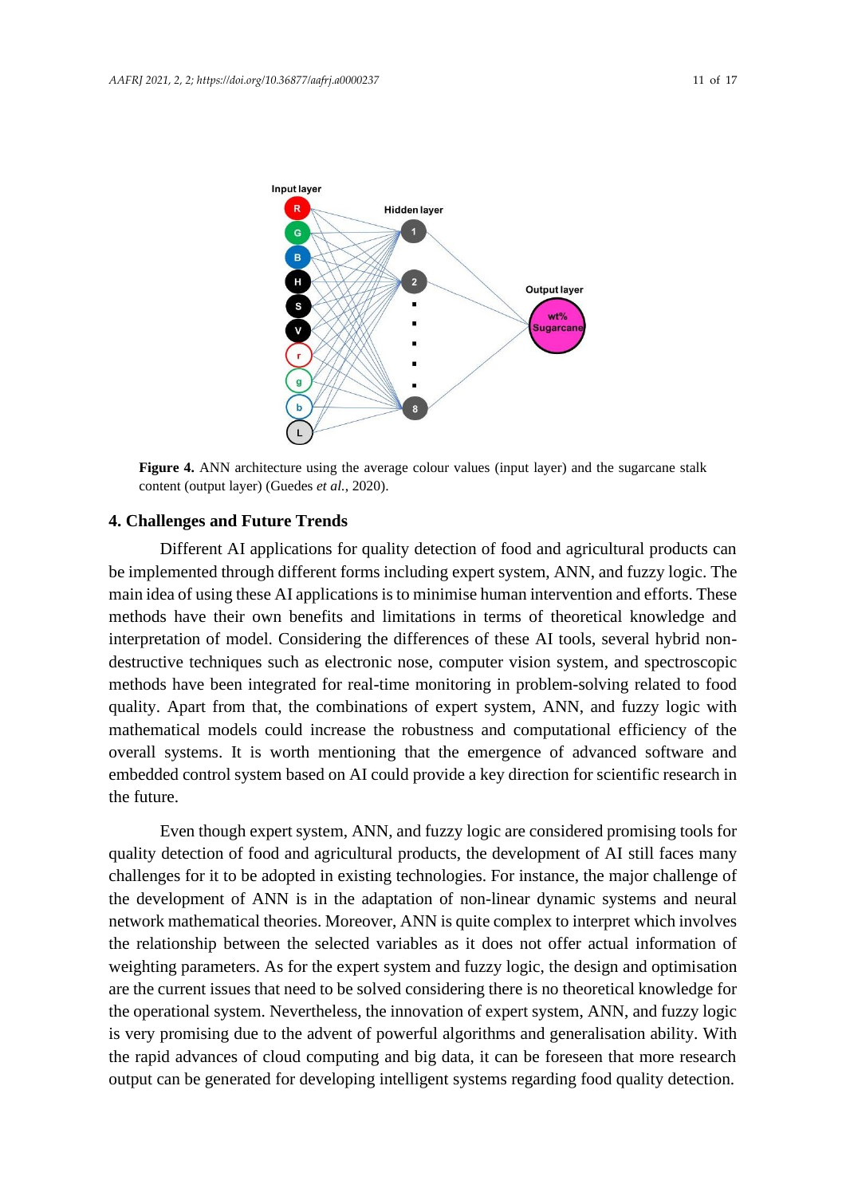**Figure 4.** ANN architecture using the average colour values (input layer) and the sugarcane stalk content (output layer) (Guedes *et al.*, 2020).

## 4. Challenges and Future Trends

Different AI applications for quality detection of food and agricultural products can be implemented through different forms including expert system, ANN, and fuzzy logic. The main idea of using these AI applications is to minimise human intervention and efforts. These methods have their own benefits and limitations in terms of theoretical knowledge and interpretation of model. Considering the differences of these AI tools, several hybrid non-destructive techniques such as electronic nose, computer vision system, and spectroscopic methods have been integrated for real-time monitoring in problem-solving related to food quality. Apart from that, the combinations of expert system, ANN, and fuzzy logic with mathematical models could increase the robustness and computational efficiency of the overall systems. It is worth mentioning that the emergence of advanced software and embedded control system based on AI could provide a key direction for scientific research in the future.

Even though expert system, ANN, and fuzzy logic are considered promising tools for quality detection of food and agricultural products, the development of AI still faces many challenges for it to be adopted in existing technologies. For instance, the major challenge of the development of ANN is in the adaptation of non-linear dynamic systems and neural network mathematical theories. Moreover, ANN is quite complex to interpret which involves the relationship between the selected variables as it does not offer actual information of weighting parameters. As for the expert system and fuzzy logic, the design and optimisation are the current issues that need to be solved considering there is no theoretical knowledge for the operational system. Nevertheless, the innovation of expert system, ANN, and fuzzy logic is very promising due to the advent of powerful algorithms and generalisation ability. With the rapid advances of cloud computing and big data, it can be foreseen that more research output can be generated for developing intelligent systems regarding food quality detection.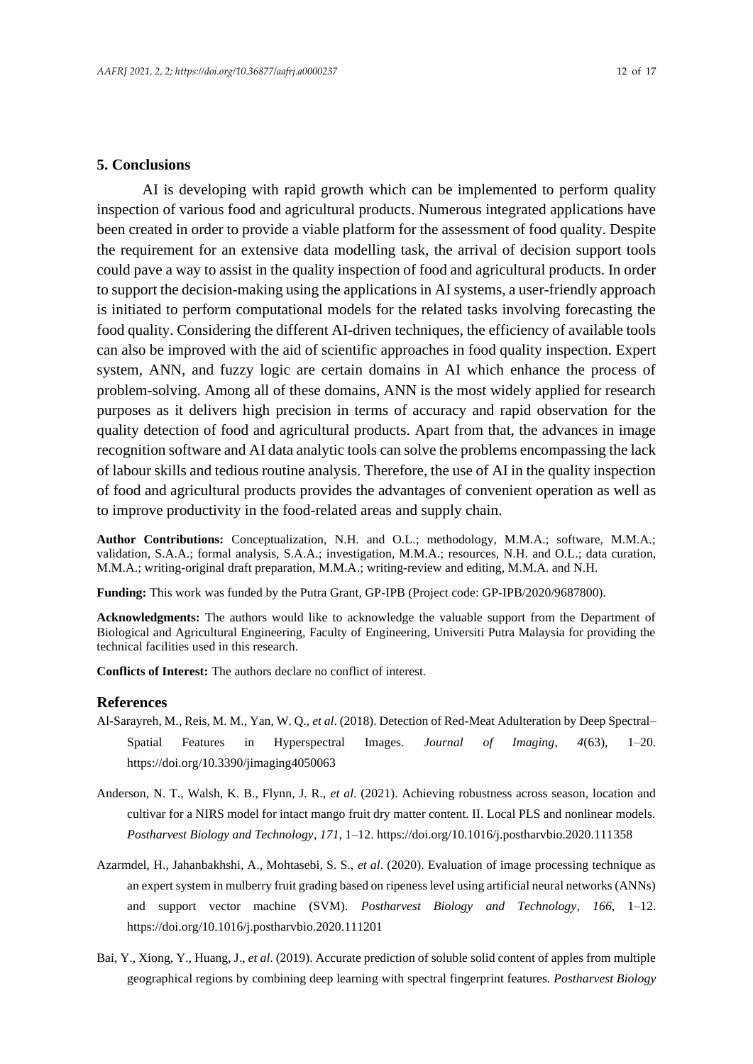## 5. Conclusions

AI is developing with rapid growth which can be implemented to perform quality inspection of various food and agricultural products. Numerous integrated applications have been created in order to provide a viable platform for the assessment of food quality. Despite the requirement for an extensive data modelling task, the arrival of decision support tools could pave a way to assist in the quality inspection of food and agricultural products. In order to support the decision-making using the applications in AI systems, a user-friendly approach is initiated to perform computational models for the related tasks involving forecasting the food quality. Considering the different AI-driven techniques, the efficiency of available tools can also be improved with the aid of scientific approaches in food quality inspection. Expert system, ANN, and fuzzy logic are certain domains in AI which enhance the process of problem-solving. Among all of these domains, ANN is the most widely applied for research purposes as it delivers high precision in terms of accuracy and rapid observation for the quality detection of food and agricultural products. Apart from that, the advances in image recognition software and AI data analytic tools can solve the problems encompassing the lack of labour skills and tedious routine analysis. Therefore, the use of AI in the quality inspection of food and agricultural products provides the advantages of convenient operation as well as to improve productivity in the food-related areas and supply chain.

**Author Contributions:** Conceptualization, N.H. and O.L.; methodology, M.M.A.; software, M.M.A.; validation, S.A.A.; formal analysis, S.A.A.; investigation, M.M.A.; resources, N.H. and O.L.; data curation, M.M.A.; writing-original draft preparation, M.M.A.; writing-review and editing, M.M.A. and N.H.

**Funding:** This work was funded by the Putra Grant, GP-IPB (Project code: GP-IPB/2020/9687800).

**Acknowledgments:** The authors would like to acknowledge the valuable support from the Department of Biological and Agricultural Engineering, Faculty of Engineering, Universiti Putra Malaysia for providing the technical facilities used in this research.

**Conflicts of Interest:** The authors declare no conflict of interest.

## References

Al-Sarayreh, M., Reis, M. M., Yan, W. Q., *et al*. (2018). Detection of Red-Meat Adulteration by Deep Spectral–Spatial Features in Hyperspectral Images. *Journal of Imaging*, *4*(63), 1–20. https://doi.org/10.3390/jimaging4050063

Anderson, N. T., Walsh, K. B., Flynn, J. R., *et al*. (2021). Achieving robustness across season, location and cultivar for a NIRS model for intact mango fruit dry matter content. II. Local PLS and nonlinear models. *Postharvest Biology and Technology*, *171*, 1–12. https://doi.org/10.1016/j.postharvbio.2020.111358

Azarmdel, H., Jahanbakhshi, A., Mohtasebi, S. S., *et al*. (2020). Evaluation of image processing technique as an expert system in mulberry fruit grading based on ripeness level using artificial neural networks (ANNs) and support vector machine (SVM). *Postharvest Biology and Technology*, *166*, 1–12. https://doi.org/10.1016/j.postharvbio.2020.111201

Bai, Y., Xiong, Y., Huang, J., *et al*. (2019). Accurate prediction of soluble solid content of apples from multiple geographical regions by combining deep learning with spectral fingerprint features. *Postharvest Biology*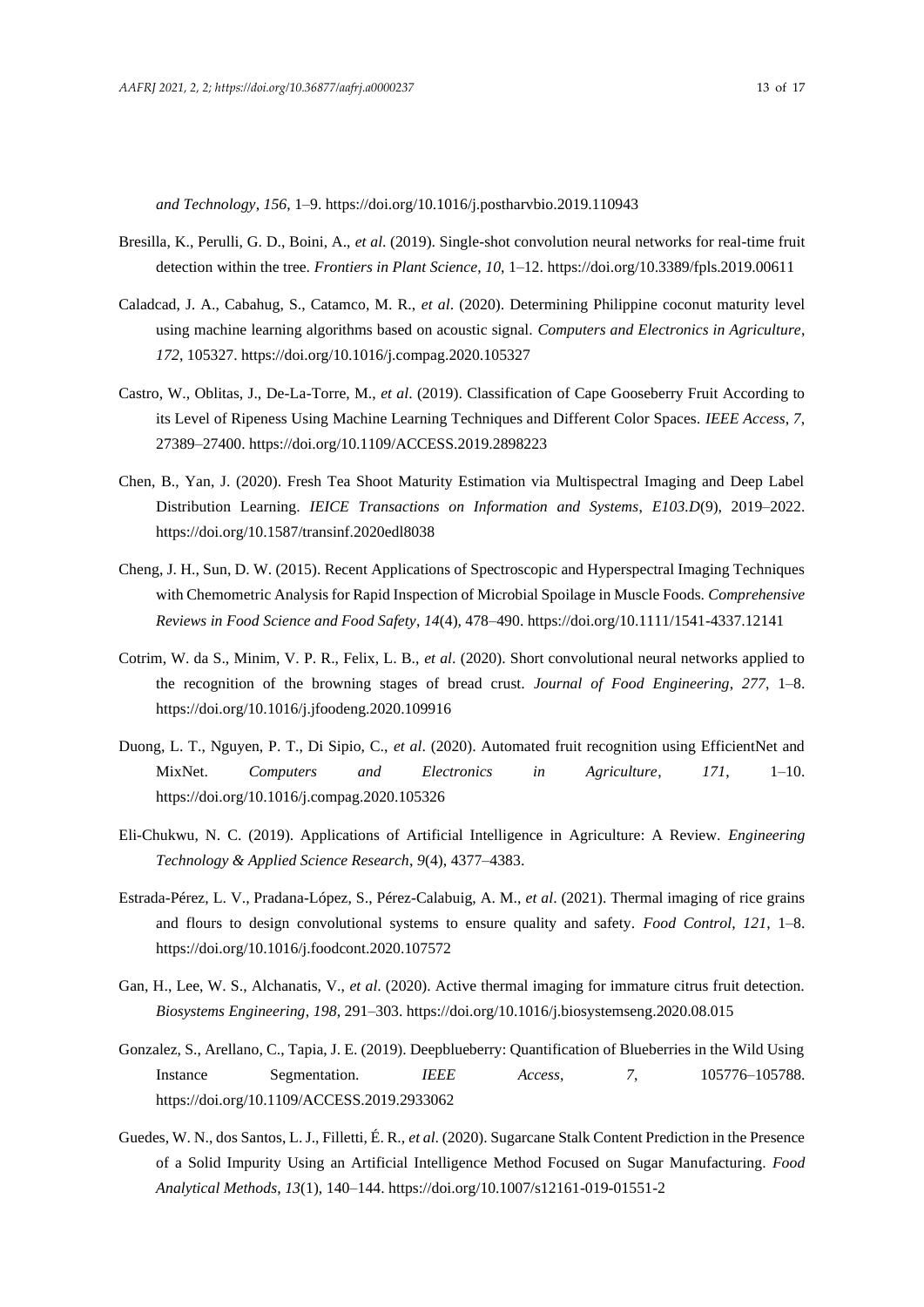*and Technology*, *156*, 1–9. https://doi.org/10.1016/j.postharvbio.2019.110943

Bresilla, K., Perulli, G. D., Boini, A., *et al*. (2019). Single-shot convolution neural networks for real-time fruit detection within the tree. *Frontiers in Plant Science*, *10*, 1–12. https://doi.org/10.3389/fpls.2019.00611

Caladcad, J. A., Cabahug, S., Catamco, M. R., *et al*. (2020). Determining Philippine coconut maturity level using machine learning algorithms based on acoustic signal. *Computers and Electronics in Agriculture*, *172*, 105327. https://doi.org/10.1016/j.compag.2020.105327

Castro, W., Oblitas, J., De-La-Torre, M., *et al*. (2019). Classification of Cape Gooseberry Fruit According to its Level of Ripeness Using Machine Learning Techniques and Different Color Spaces. *IEEE Access*, *7*, 27389–27400. https://doi.org/10.1109/ACCESS.2019.2898223

Chen, B., Yan, J. (2020). Fresh Tea Shoot Maturity Estimation via Multispectral Imaging and Deep Label Distribution Learning. *IEICE Transactions on Information and Systems*, *E103.D*(9), 2019–2022. https://doi.org/10.1587/transinf.2020edl8038

Cheng, J. H., Sun, D. W. (2015). Recent Applications of Spectroscopic and Hyperspectral Imaging Techniques with Chemometric Analysis for Rapid Inspection of Microbial Spoilage in Muscle Foods. *Comprehensive Reviews in Food Science and Food Safety*, *14*(4), 478–490. https://doi.org/10.1111/1541-4337.12141

Cotrim, W. da S., Minim, V. P. R., Felix, L. B., *et al*. (2020). Short convolutional neural networks applied to the recognition of the browning stages of bread crust. *Journal of Food Engineering*, *277*, 1–8. https://doi.org/10.1016/j.jfoodeng.2020.109916

Duong, L. T., Nguyen, P. T., Di Sipio, C., *et al*. (2020). Automated fruit recognition using EfficientNet and MixNet. *Computers and Electronics in Agriculture*, *171*, 1–10. https://doi.org/10.1016/j.compag.2020.105326

Eli-Chukwu, N. C. (2019). Applications of Artificial Intelligence in Agriculture: A Review. *Engineering Technology & Applied Science Research*, *9*(4), 4377–4383.

Estrada-Pérez, L. V., Pradana-López, S., Pérez-Calabuig, A. M., *et al*. (2021). Thermal imaging of rice grains and flours to design convolutional systems to ensure quality and safety. *Food Control*, *121*, 1–8. https://doi.org/10.1016/j.foodcont.2020.107572

Gan, H., Lee, W. S., Alchanatis, V., *et al*. (2020). Active thermal imaging for immature citrus fruit detection. *Biosystems Engineering*, *198*, 291–303. https://doi.org/10.1016/j.biosystemseng.2020.08.015

Gonzalez, S., Arellano, C., Tapia, J. E. (2019). Deepblueberry: Quantification of Blueberries in the Wild Using Instance Segmentation. *IEEE Access*, *7*, 105776–105788. https://doi.org/10.1109/ACCESS.2019.2933062

Guedes, W. N., dos Santos, L. J., Filletti, É. R., *et al*. (2020). Sugarcane Stalk Content Prediction in the Presence of a Solid Impurity Using an Artificial Intelligence Method Focused on Sugar Manufacturing. *Food Analytical Methods*, *13*(1), 140–144. https://doi.org/10.1007/s12161-019-01551-2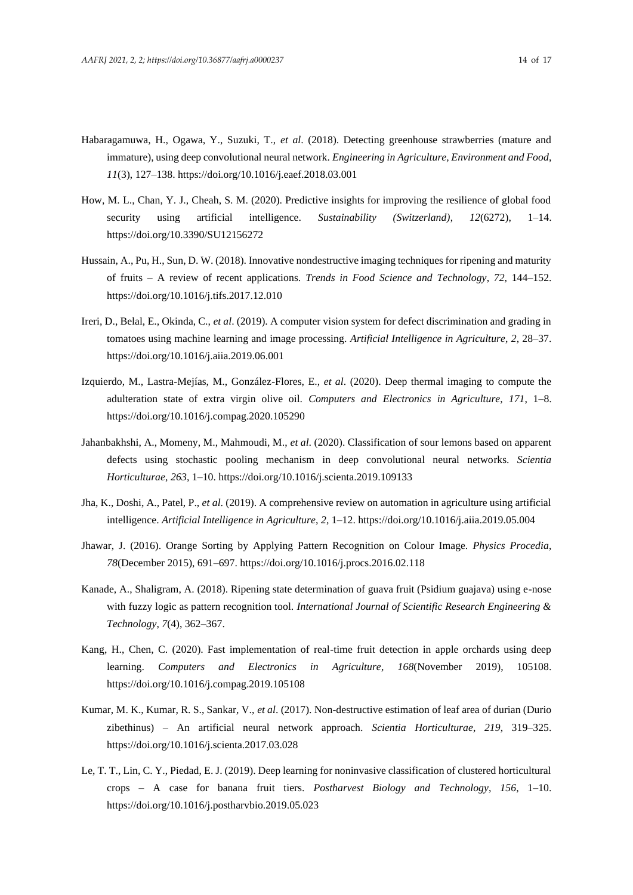Habaragamuwa, H., Ogawa, Y., Suzuki, T., *et al*. (2018). Detecting greenhouse strawberries (mature and immature), using deep convolutional neural network. *Engineering in Agriculture, Environment and Food*, *11*(3), 127–138. https://doi.org/10.1016/j.eaef.2018.03.001

How, M. L., Chan, Y. J., Cheah, S. M. (2020). Predictive insights for improving the resilience of global food security using artificial intelligence. *Sustainability (Switzerland)*, *12*(6272), 1–14. https://doi.org/10.3390/SU12156272

Hussain, A., Pu, H., Sun, D. W. (2018). Innovative nondestructive imaging techniques for ripening and maturity of fruits – A review of recent applications. *Trends in Food Science and Technology*, *72*, 144–152. https://doi.org/10.1016/j.tifs.2017.12.010

Ireri, D., Belal, E., Okinda, C., *et al*. (2019). A computer vision system for defect discrimination and grading in tomatoes using machine learning and image processing. *Artificial Intelligence in Agriculture*, *2*, 28–37. https://doi.org/10.1016/j.aiia.2019.06.001

Izquierdo, M., Lastra-Mejías, M., González-Flores, E., *et al*. (2020). Deep thermal imaging to compute the adulteration state of extra virgin olive oil. *Computers and Electronics in Agriculture*, *171*, 1–8. https://doi.org/10.1016/j.compag.2020.105290

Jahanbakhshi, A., Momeny, M., Mahmoudi, M., *et al*. (2020). Classification of sour lemons based on apparent defects using stochastic pooling mechanism in deep convolutional neural networks. *Scientia Horticulturae*, *263*, 1–10. https://doi.org/10.1016/j.scienta.2019.109133

Jha, K., Doshi, A., Patel, P., *et al*. (2019). A comprehensive review on automation in agriculture using artificial intelligence. *Artificial Intelligence in Agriculture*, *2*, 1–12. https://doi.org/10.1016/j.aiia.2019.05.004

Jhawar, J. (2016). Orange Sorting by Applying Pattern Recognition on Colour Image. *Physics Procedia*, *78*(December 2015), 691–697. https://doi.org/10.1016/j.procs.2016.02.118

Kanade, A., Shaligram, A. (2018). Ripening state determination of guava fruit (Psidium guajava) using e-nose with fuzzy logic as pattern recognition tool. *International Journal of Scientific Research Engineering & Technology*, *7*(4), 362–367.

Kang, H., Chen, C. (2020). Fast implementation of real-time fruit detection in apple orchards using deep learning. *Computers and Electronics in Agriculture*, *168*(November 2019), 105108. https://doi.org/10.1016/j.compag.2019.105108

Kumar, M. K., Kumar, R. S., Sankar, V., *et al*. (2017). Non-destructive estimation of leaf area of durian (Durio zibethinus) – An artificial neural network approach. *Scientia Horticulturae*, *219*, 319–325. https://doi.org/10.1016/j.scienta.2017.03.028

Le, T. T., Lin, C. Y., Piedad, E. J. (2019). Deep learning for noninvasive classification of clustered horticultural crops – A case for banana fruit tiers. *Postharvest Biology and Technology*, *156*, 1–10. https://doi.org/10.1016/j.postharvbio.2019.05.023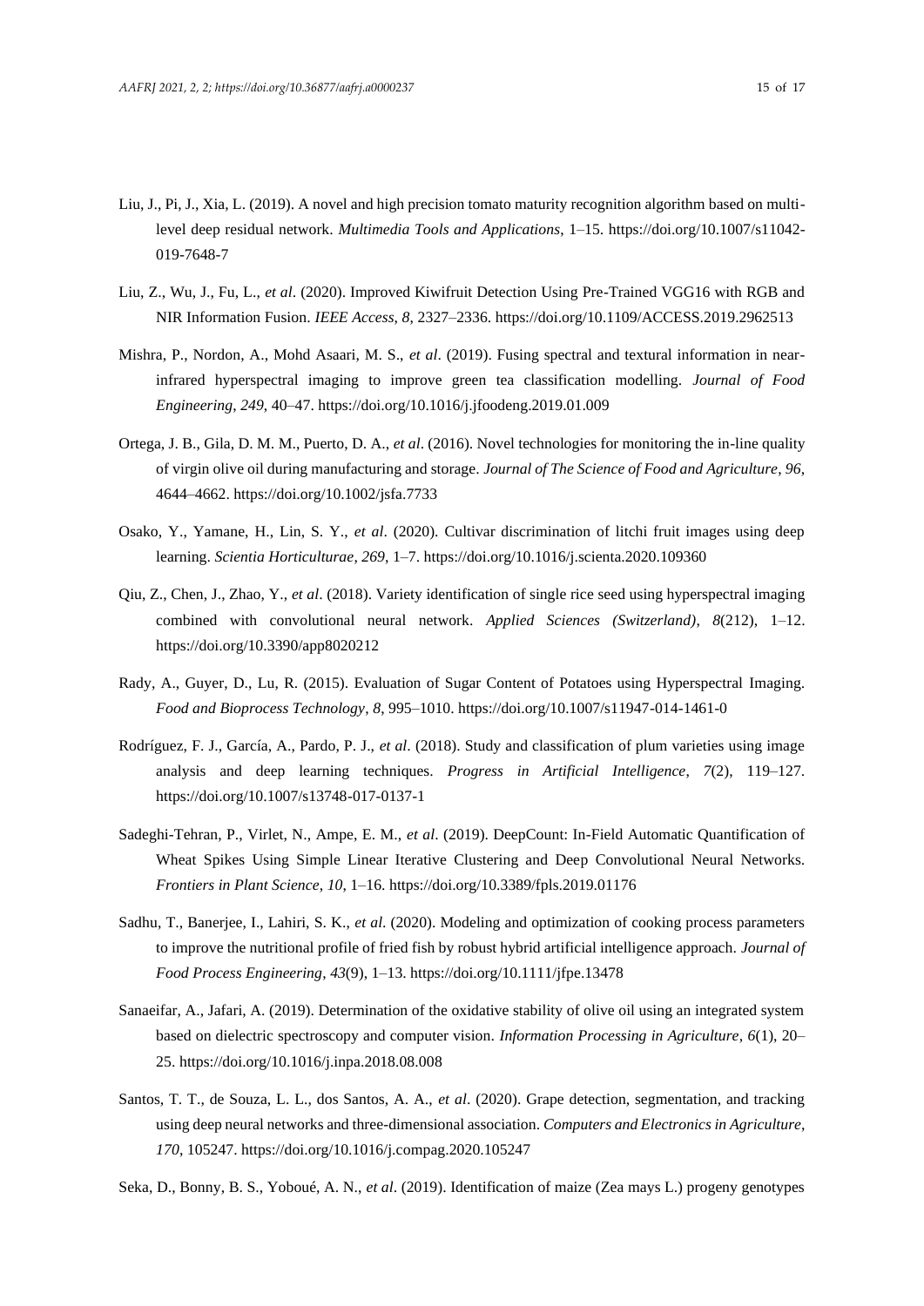Liu, J., Pi, J., Xia, L. (2019). A novel and high precision tomato maturity recognition algorithm based on multi-level deep residual network. *Multimedia Tools and Applications*, 1–15. https://doi.org/10.1007/s11042-019-7648-7

Liu, Z., Wu, J., Fu, L., *et al*. (2020). Improved Kiwifruit Detection Using Pre-Trained VGG16 with RGB and NIR Information Fusion. *IEEE Access*, *8*, 2327–2336. https://doi.org/10.1109/ACCESS.2019.2962513

Mishra, P., Nordon, A., Mohd Asaari, M. S., *et al*. (2019). Fusing spectral and textural information in near-infrared hyperspectral imaging to improve green tea classification modelling. *Journal of Food Engineering*, *249*, 40–47. https://doi.org/10.1016/j.jfoodeng.2019.01.009

Ortega, J. B., Gila, D. M. M., Puerto, D. A., *et al*. (2016). Novel technologies for monitoring the in-line quality of virgin olive oil during manufacturing and storage. *Journal of The Science of Food and Agriculture*, *96*, 4644–4662. https://doi.org/10.1002/jsfa.7733

Osako, Y., Yamane, H., Lin, S. Y., *et al*. (2020). Cultivar discrimination of litchi fruit images using deep learning. *Scientia Horticulturae*, *269*, 1–7. https://doi.org/10.1016/j.scienta.2020.109360

Qiu, Z., Chen, J., Zhao, Y., *et al*. (2018). Variety identification of single rice seed using hyperspectral imaging combined with convolutional neural network. *Applied Sciences (Switzerland)*, *8*(212), 1–12. https://doi.org/10.3390/app8020212

Rady, A., Guyer, D., Lu, R. (2015). Evaluation of Sugar Content of Potatoes using Hyperspectral Imaging. *Food and Bioprocess Technology*, *8*, 995–1010. https://doi.org/10.1007/s11947-014-1461-0

Rodríguez, F. J., García, A., Pardo, P. J., *et al*. (2018). Study and classification of plum varieties using image analysis and deep learning techniques. *Progress in Artificial Intelligence*, *7*(2), 119–127. https://doi.org/10.1007/s13748-017-0137-1

Sadeghi-Tehran, P., Virlet, N., Ampe, E. M., *et al*. (2019). DeepCount: In-Field Automatic Quantification of Wheat Spikes Using Simple Linear Iterative Clustering and Deep Convolutional Neural Networks. *Frontiers in Plant Science*, *10*, 1–16. https://doi.org/10.3389/fpls.2019.01176

Sadhu, T., Banerjee, I., Lahiri, S. K., *et al*. (2020). Modeling and optimization of cooking process parameters to improve the nutritional profile of fried fish by robust hybrid artificial intelligence approach. *Journal of Food Process Engineering*, *43*(9), 1–13. https://doi.org/10.1111/jfpe.13478

Sanaeifar, A., Jafari, A. (2019). Determination of the oxidative stability of olive oil using an integrated system based on dielectric spectroscopy and computer vision. *Information Processing in Agriculture*, *6*(1), 20–25. https://doi.org/10.1016/j.inpa.2018.08.008

Santos, T. T., de Souza, L. L., dos Santos, A. A., *et al*. (2020). Grape detection, segmentation, and tracking using deep neural networks and three-dimensional association. *Computers and Electronics in Agriculture*, *170*, 105247. https://doi.org/10.1016/j.compag.2020.105247

Seka, D., Bonny, B. S., Yoboué, A. N., *et al*. (2019). Identification of maize (Zea mays L.) progeny genotypes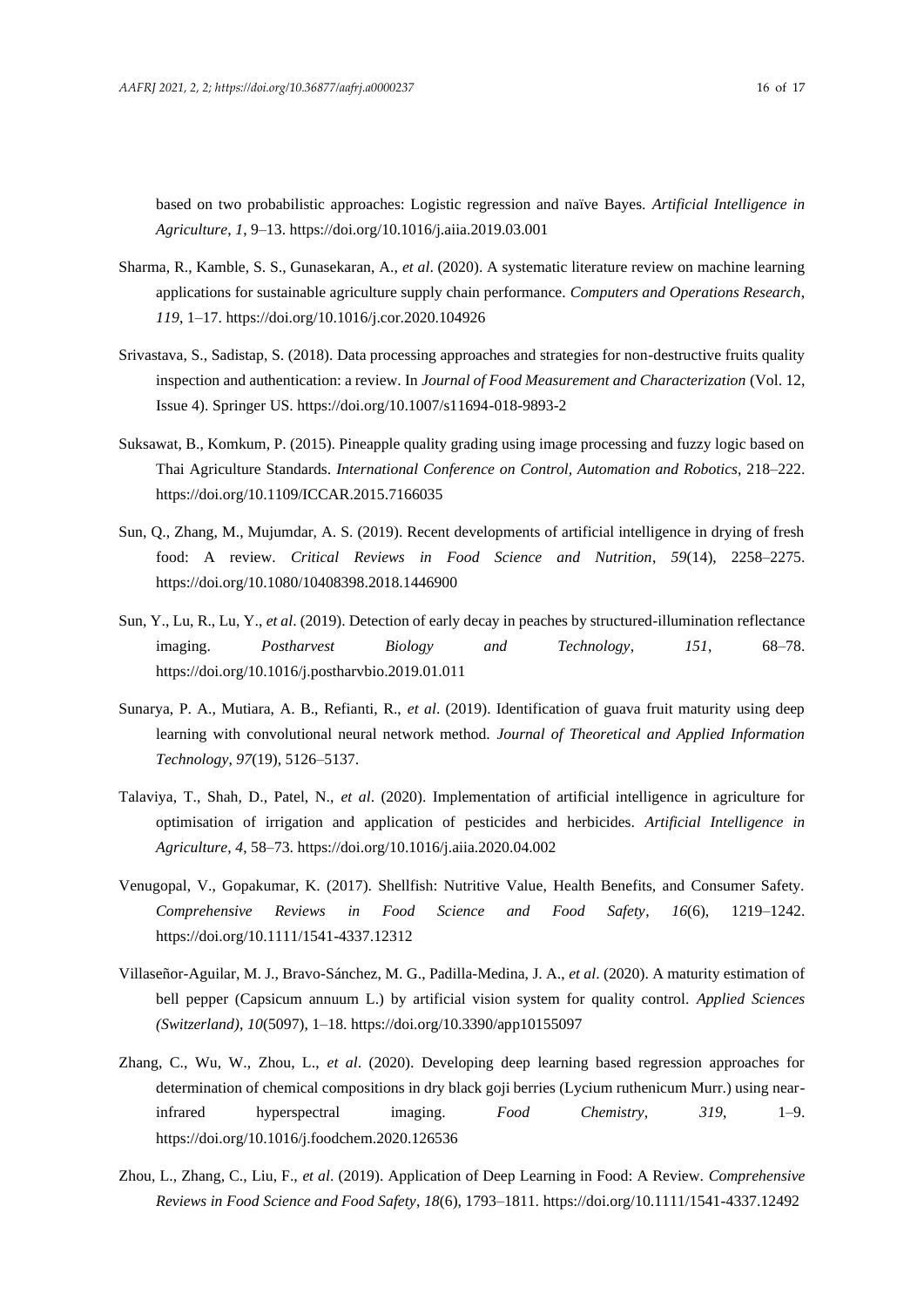based on two probabilistic approaches: Logistic regression and naïve Bayes. *Artificial Intelligence in Agriculture*, *1*, 9–13. https://doi.org/10.1016/j.aiia.2019.03.001

Sharma, R., Kamble, S. S., Gunasekaran, A., *et al*. (2020). A systematic literature review on machine learning applications for sustainable agriculture supply chain performance. *Computers and Operations Research*, *119*, 1–17. https://doi.org/10.1016/j.cor.2020.104926

Srivastava, S., Sadistap, S. (2018). Data processing approaches and strategies for non-destructive fruits quality inspection and authentication: a review. In *Journal of Food Measurement and Characterization* (Vol. 12, Issue 4). Springer US. https://doi.org/10.1007/s11694-018-9893-2

Suksawat, B., Komkum, P. (2015). Pineapple quality grading using image processing and fuzzy logic based on Thai Agriculture Standards. *International Conference on Control, Automation and Robotics*, 218–222. https://doi.org/10.1109/ICCAR.2015.7166035

Sun, Q., Zhang, M., Mujumdar, A. S. (2019). Recent developments of artificial intelligence in drying of fresh food: A review. *Critical Reviews in Food Science and Nutrition*, *59*(14), 2258–2275. https://doi.org/10.1080/10408398.2018.1446900

Sun, Y., Lu, R., Lu, Y., *et al*. (2019). Detection of early decay in peaches by structured-illumination reflectance imaging. *Postharvest Biology and Technology*, *151*, 68–78. https://doi.org/10.1016/j.postharvbio.2019.01.011

Sunarya, P. A., Mutiara, A. B., Refianti, R., *et al*. (2019). Identification of guava fruit maturity using deep learning with convolutional neural network method. *Journal of Theoretical and Applied Information Technology*, *97*(19), 5126–5137.

Talaviya, T., Shah, D., Patel, N., *et al*. (2020). Implementation of artificial intelligence in agriculture for optimisation of irrigation and application of pesticides and herbicides. *Artificial Intelligence in Agriculture*, *4*, 58–73. https://doi.org/10.1016/j.aiia.2020.04.002

Venugopal, V., Gopakumar, K. (2017). Shellfish: Nutritive Value, Health Benefits, and Consumer Safety. *Comprehensive Reviews in Food Science and Food Safety*, *16*(6), 1219–1242. https://doi.org/10.1111/1541-4337.12312

Villaseñor-Aguilar, M. J., Bravo-Sánchez, M. G., Padilla-Medina, J. A., *et al*. (2020). A maturity estimation of bell pepper (Capsicum annuum L.) by artificial vision system for quality control. *Applied Sciences (Switzerland)*, *10*(5097), 1–18. https://doi.org/10.3390/app10155097

Zhang, C., Wu, W., Zhou, L., *et al*. (2020). Developing deep learning based regression approaches for determination of chemical compositions in dry black goji berries (Lycium ruthenicum Murr.) using near-infrared hyperspectral imaging. *Food Chemistry*, *319*, 1–9. https://doi.org/10.1016/j.foodchem.2020.126536

Zhou, L., Zhang, C., Liu, F., *et al*. (2019). Application of Deep Learning in Food: A Review. *Comprehensive Reviews in Food Science and Food Safety*, *18*(6), 1793–1811. https://doi.org/10.1111/1541-4337.12492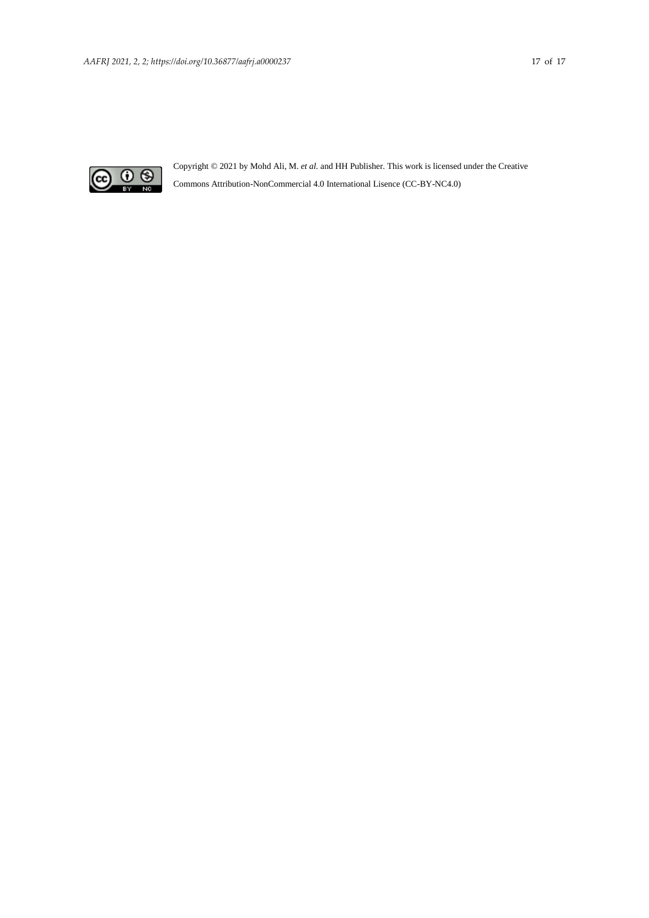Copyright © 2021 by Mohd Ali, M. *et al.* and HH Publisher. This work is licensed under the Creative Commons Attribution-NonCommercial 4.0 International Lisence (CC-BY-NC4.0)